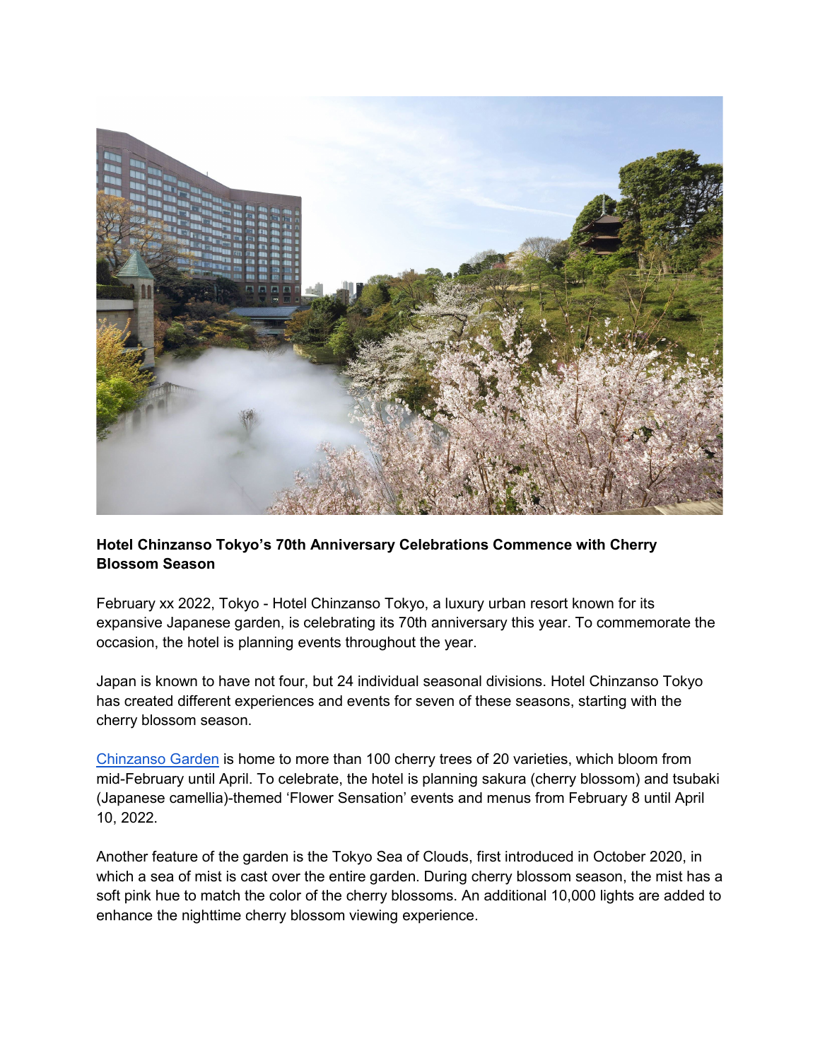**Hotel Chinzanso Tokyo's 70th Anniversary Celebrations Commence with Cherry Blossom Season**

February xx 2022, Tokyo - Hotel Chinzanso Tokyo, a luxury urban resort known for its expansive Japanese garden, is celebrating its 70th anniversary this year. To commemorate the occasion, the hotel is planning events throughout the year.

Japan is known to have not four, but 24 individual seasonal divisions. Hotel Chinzanso Tokyo has created different experiences and events for seven of these seasons, starting with the cherry blossom season.

Chinzanso Garden is home to more than 100 cherry trees of 20 varieties, which bloom from mid-February until April. To celebrate, the hotel is planning sakura (cherry blossom) and tsubaki (Japanese camellia)-themed 'Flower Sensation' events and menus from February 8 until April 10, 2022.

Another feature of the garden is the Tokyo Sea of Clouds, first introduced in October 2020, in which a sea of mist is cast over the entire garden. During cherry blossom season, the mist has a soft pink hue to match the color of the cherry blossoms. An additional 10,000 lights are added to enhance the nighttime cherry blossom viewing experience.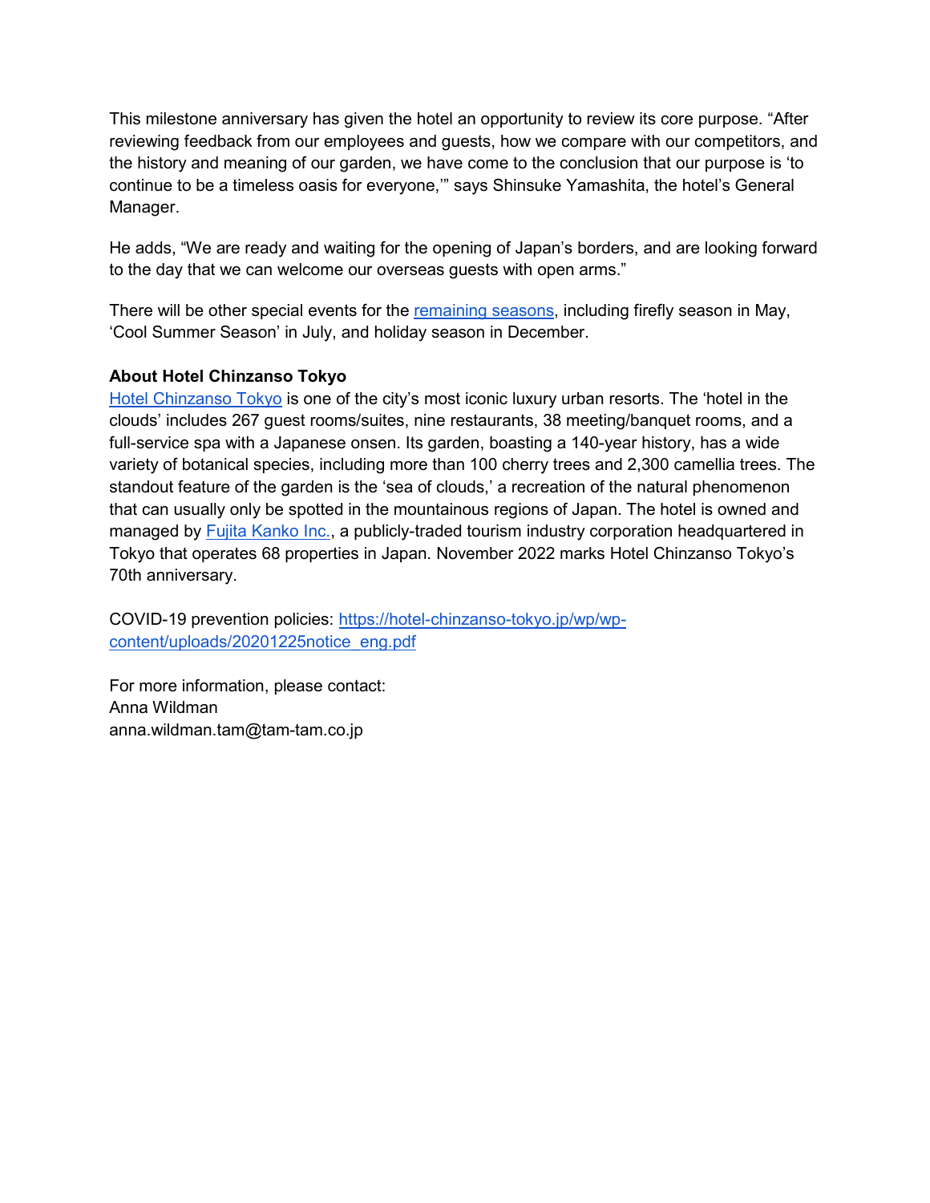This milestone anniversary has given the hotel an opportunity to review its core purpose. "After reviewing feedback from our employees and guests, how we compare with our competitors, and the history and meaning of our garden, we have come to the conclusion that our purpose is 'to continue to be a timeless oasis for everyone,'" says Shinsuke Yamashita, the hotel's General Manager.

He adds, "We are ready and waiting for the opening of Japan's borders, and are looking forward to the day that we can welcome our overseas guests with open arms."

There will be other special events for the remaining seasons, including firefly season in May, 'Cool Summer Season' in July, and holiday season in December.

**About Hotel Chinzanso Tokyo**

Hotel Chinzanso Tokyo is one of the city's most iconic luxury urban resorts. The 'hotel in the clouds' includes 267 guest rooms/suites, nine restaurants, 38 meeting/banquet rooms, and a full-service spa with a Japanese onsen. Its garden, boasting a 140-year history, has a wide variety of botanical species, including more than 100 cherry trees and 2,300 camellia trees. The standout feature of the garden is the 'sea of clouds,' a recreation of the natural phenomenon that can usually only be spotted in the mountainous regions of Japan. The hotel is owned and managed by Fujita Kanko Inc., a publicly-traded tourism industry corporation headquartered in Tokyo that operates 68 properties in Japan. November 2022 marks Hotel Chinzanso Tokyo's 70th anniversary.

COVID-19 prevention policies: https://hotel-chinzanso-tokyo.jp/wp/wp-content/uploads/20201225notice_eng.pdf

For more information, please contact:
Anna Wildman
anna.wildman.tam@tam-tam.co.jp